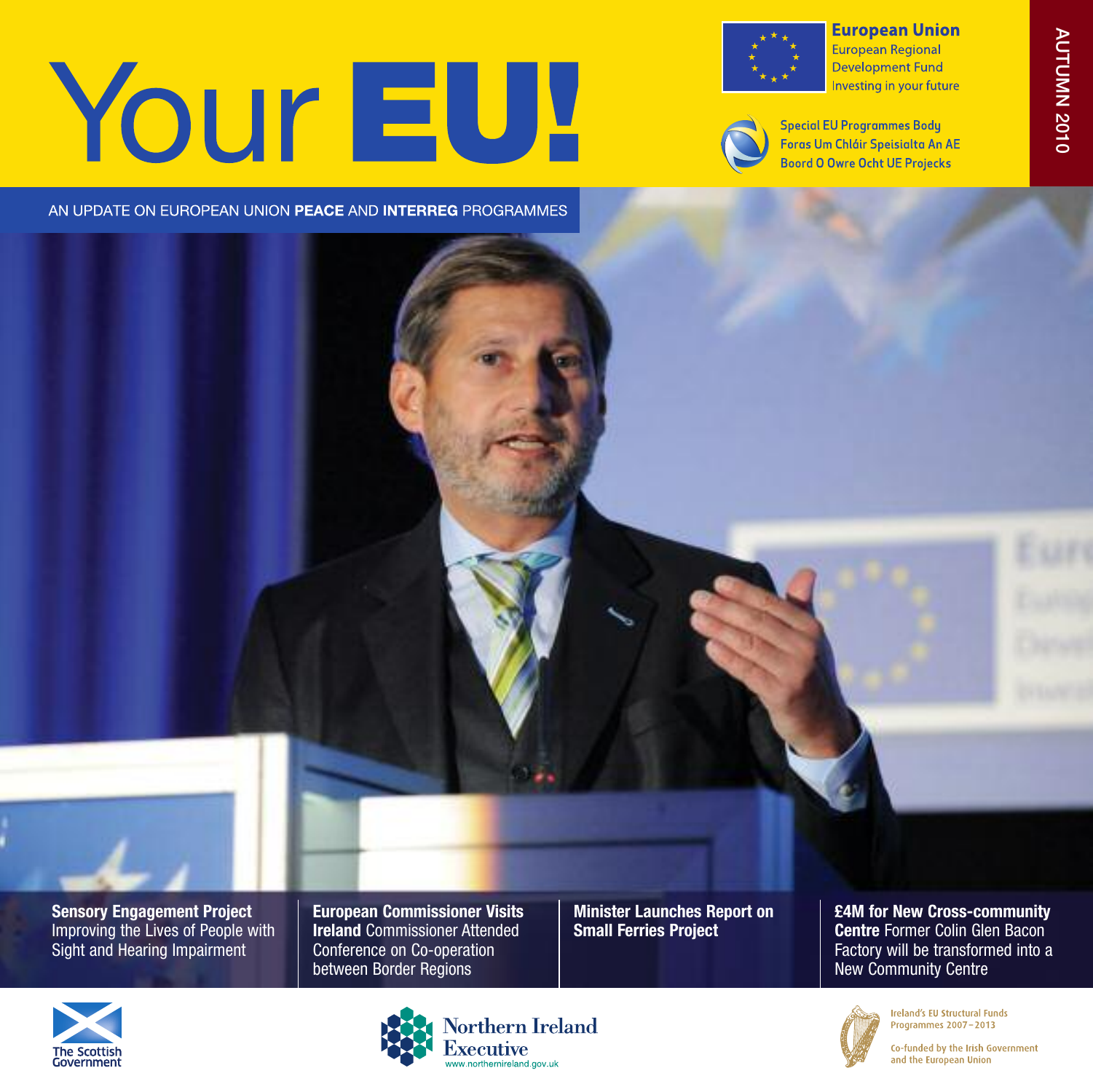# Your EU!

**European Union**
European Regional Development Fund
Investing in your future

Special EU Programmes Body
Foras Um Chláir Speisialta An AE
Boord O Owre Ocht UE Projecks

AUTUMN 2010

AN UPDATE ON EUROPEAN UNION **PEACE** AND **INTERREG** PROGRAMMES

**Sensory Engagement Project** Improving the Lives of People with Sight and Hearing Impairment

**European Commissioner Visits Ireland** Commissioner Attended Conference on Co-operation between Border Regions

**Minister Launches Report on Small Ferries Project**

**£4M for New Cross-community Centre** Former Colin Glen Bacon Factory will be transformed into a New Community Centre

The Scottish Government

Northern Ireland Executive
www.northernireland.gov.uk

Ireland's EU Structural Funds Programmes 2007–2013

Co-funded by the Irish Government and the European Union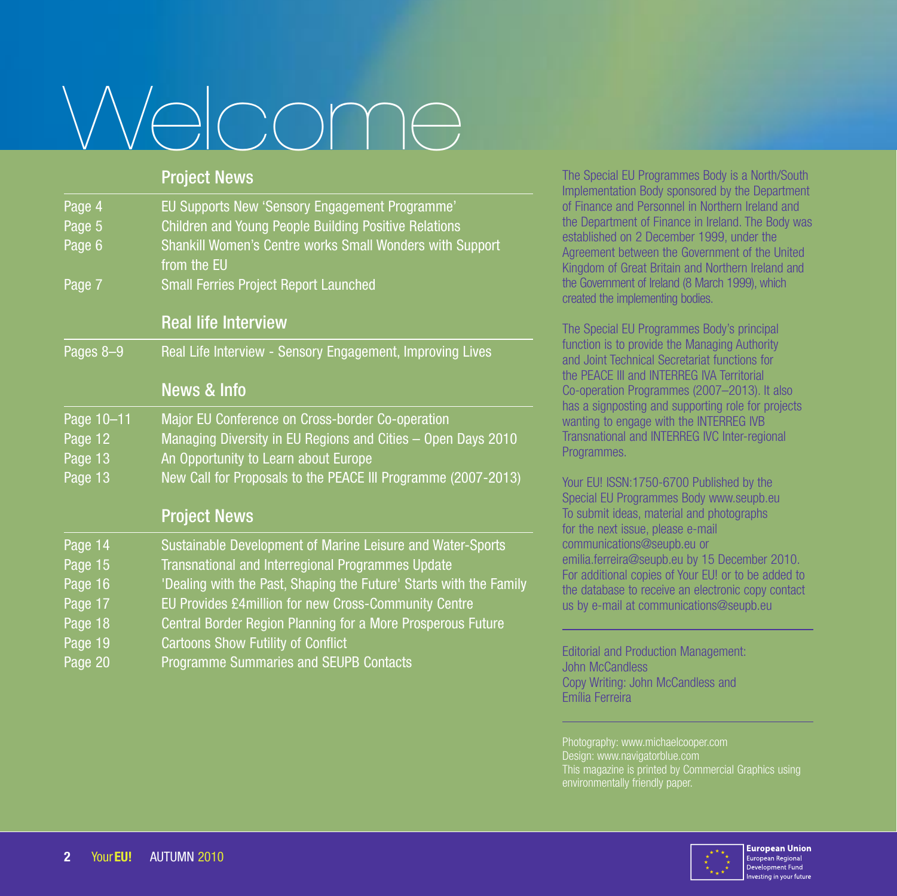# Welcome

## Project News

| | |
|---|---|
| Page 4 | EU Supports New 'Sensory Engagement Programme' |
| Page 5 | Children and Young People Building Positive Relations |
| Page 6 | Shankill Women's Centre works Small Wonders with Support from the EU |
| Page 7 | Small Ferries Project Report Launched |

## Real life Interview

| | |
|---|---|
| Pages 8–9 | Real Life Interview - Sensory Engagement, Improving Lives |

## News & Info

| | |
|---|---|
| Page 10–11 | Major EU Conference on Cross-border Co-operation |
| Page 12 | Managing Diversity in EU Regions and Cities – Open Days 2010 |
| Page 13 | An Opportunity to Learn about Europe |
| Page 13 | New Call for Proposals to the PEACE III Programme (2007-2013) |

## Project News

| | |
|---|---|
| Page 14 | Sustainable Development of Marine Leisure and Water-Sports |
| Page 15 | Transnational and Interregional Programmes Update |
| Page 16 | 'Dealing with the Past, Shaping the Future' Starts with the Family |
| Page 17 | EU Provides £4million for new Cross-Community Centre |
| Page 18 | Central Border Region Planning for a More Prosperous Future |
| Page 19 | Cartoons Show Futility of Conflict |
| Page 20 | Programme Summaries and SEUPB Contacts |

The Special EU Programmes Body is a North/South Implementation Body sponsored by the Department of Finance and Personnel in Northern Ireland and the Department of Finance in Ireland. The Body was established on 2 December 1999, under the Agreement between the Government of the United Kingdom of Great Britain and Northern Ireland and the Government of Ireland (8 March 1999), which created the implementing bodies.

The Special EU Programmes Body's principal function is to provide the Managing Authority and Joint Technical Secretariat functions for the PEACE III and INTERREG IVA Territorial Co-operation Programmes (2007–2013). It also has a signposting and supporting role for projects wanting to engage with the INTERREG IVB Transnational and INTERREG IVC Inter-regional Programmes.

Your EU! ISSN:1750-6700 Published by the Special EU Programmes Body www.seupb.eu
To submit ideas, material and photographs for the next issue, please e-mail communications@seupb.eu or emilia.ferreira@seupb.eu by 15 December 2010.
For additional copies of Your EU! or to be added to the database to receive an electronic copy contact us by e-mail at communications@seupb.eu

Editorial and Production Management:
John McCandless
Copy Writing: John McCandless and Emília Ferreira

Photography: www.michaelcooper.com
Design: www.navigatorblue.com
This magazine is printed by Commercial Graphics using environmentally friendly paper.

European Union
European Regional Development Fund
Investing in your future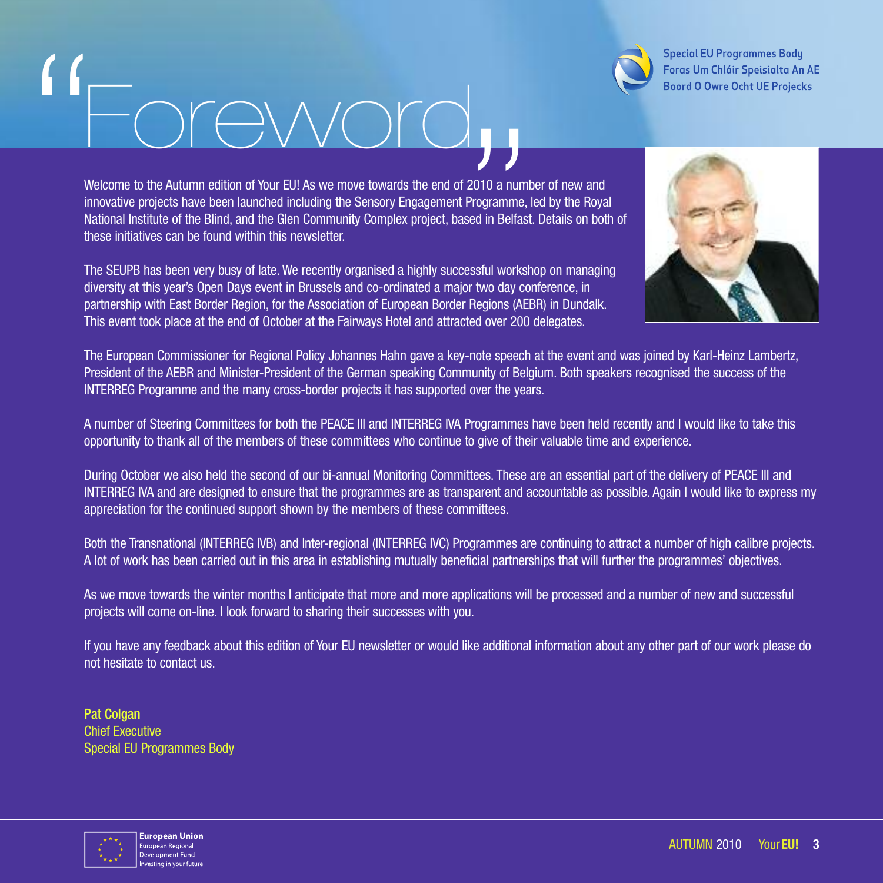# "Foreword"

Special EU Programmes Body
Foras Um Chláir Speisialta An AE
Boord O Owre Ocht UE Projecks

Welcome to the Autumn edition of Your EU! As we move towards the end of 2010 a number of new and innovative projects have been launched including the Sensory Engagement Programme, led by the Royal National Institute of the Blind, and the Glen Community Complex project, based in Belfast. Details on both of these initiatives can be found within this newsletter.

The SEUPB has been very busy of late. We recently organised a highly successful workshop on managing diversity at this year's Open Days event in Brussels and co-ordinated a major two day conference, in partnership with East Border Region, for the Association of European Border Regions (AEBR) in Dundalk. This event took place at the end of October at the Fairways Hotel and attracted over 200 delegates.

The European Commissioner for Regional Policy Johannes Hahn gave a key-note speech at the event and was joined by Karl-Heinz Lambertz, President of the AEBR and Minister-President of the German speaking Community of Belgium. Both speakers recognised the success of the INTERREG Programme and the many cross-border projects it has supported over the years.

A number of Steering Committees for both the PEACE III and INTERREG IVA Programmes have been held recently and I would like to take this opportunity to thank all of the members of these committees who continue to give of their valuable time and experience.

During October we also held the second of our bi-annual Monitoring Committees. These are an essential part of the delivery of PEACE III and INTERREG IVA and are designed to ensure that the programmes are as transparent and accountable as possible. Again I would like to express my appreciation for the continued support shown by the members of these committees.

Both the Transnational (INTERREG IVB) and Inter-regional (INTERREG IVC) Programmes are continuing to attract a number of high calibre projects. A lot of work has been carried out in this area in establishing mutually beneficial partnerships that will further the programmes' objectives.

As we move towards the winter months I anticipate that more and more applications will be processed and a number of new and successful projects will come on-line. I look forward to sharing their successes with you.

If you have any feedback about this edition of Your EU newsletter or would like additional information about any other part of our work please do not hesitate to contact us.

**Pat Colgan**
Chief Executive
Special EU Programmes Body

**European Union**
European Regional Development Fund
Investing in your future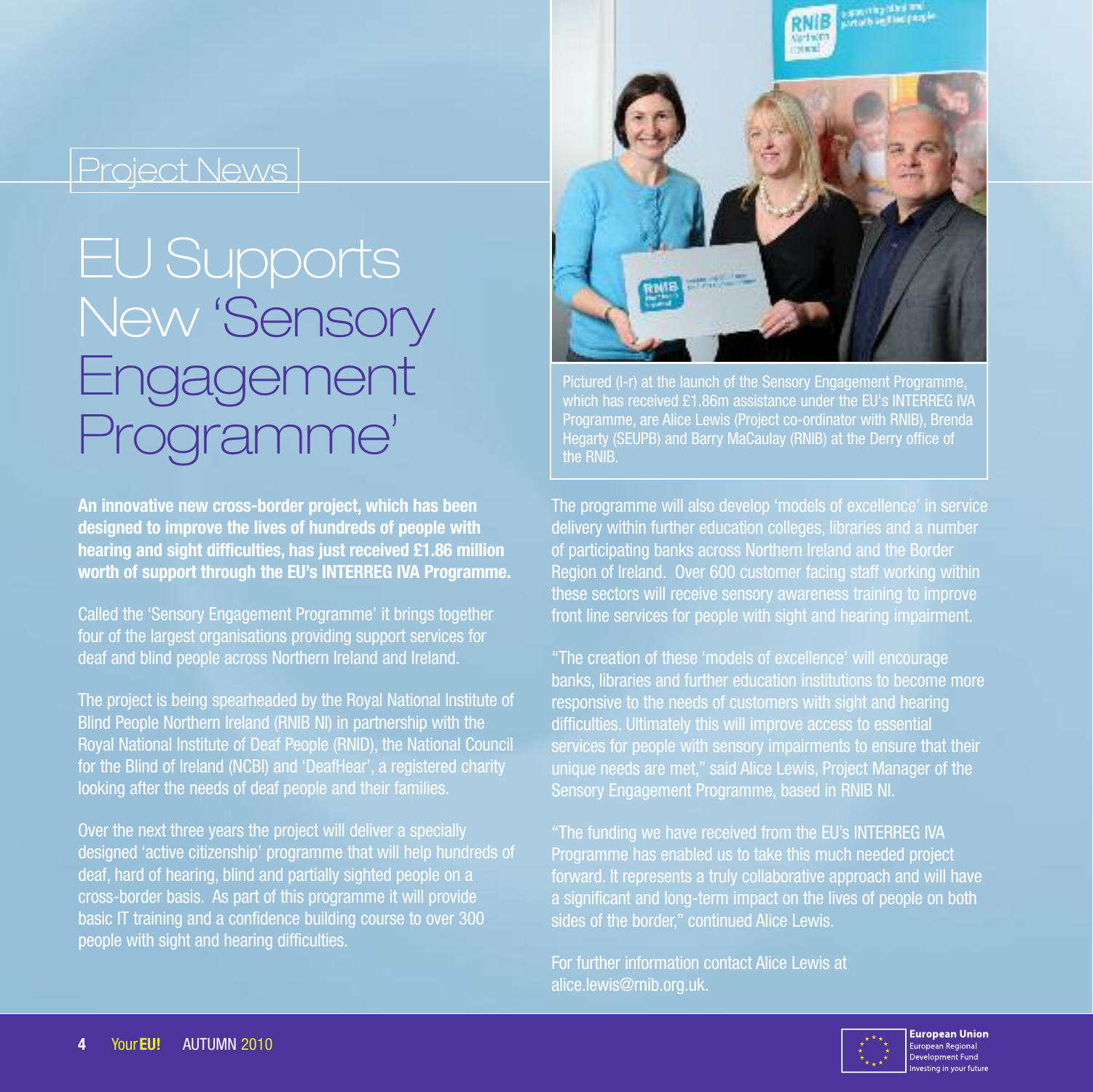Project News

# EU Supports New 'Sensory Engagement Programme'

**An innovative new cross-border project, which has been designed to improve the lives of hundreds of people with hearing and sight difficulties, has just received £1.86 million worth of support through the EU's INTERREG IVA Programme.**

Called the 'Sensory Engagement Programme' it brings together four of the largest organisations providing support services for deaf and blind people across Northern Ireland and Ireland.

The project is being spearheaded by the Royal National Institute of Blind People Northern Ireland (RNIB NI) in partnership with the Royal National Institute of Deaf People (RNID), the National Council for the Blind of Ireland (NCBI) and 'DeafHear', a registered charity looking after the needs of deaf people and their families.

Over the next three years the project will deliver a specially designed 'active citizenship' programme that will help hundreds of deaf, hard of hearing, blind and partially sighted people on a cross-border basis. As part of this programme it will provide basic IT training and a confidence building course to over 300 people with sight and hearing difficulties.

Pictured (l-r) at the launch of the Sensory Engagement Programme, which has received £1.86m assistance under the EU's INTERREG IVA Programme, are Alice Lewis (Project co-ordinator with RNIB), Brenda Hegarty (SEUPB) and Barry MaCaulay (RNIB) at the Derry office of the RNIB.

The programme will also develop 'models of excellence' in service delivery within further education colleges, libraries and a number of participating banks across Northern Ireland and the Border Region of Ireland. Over 600 customer facing staff working within these sectors will receive sensory awareness training to improve front line services for people with sight and hearing impairment.

"The creation of these 'models of excellence' will encourage banks, libraries and further education institutions to become more responsive to the needs of customers with sight and hearing difficulties. Ultimately this will improve access to essential services for people with sensory impairments to ensure that their unique needs are met," said Alice Lewis, Project Manager of the Sensory Engagement Programme, based in RNIB NI.

"The funding we have received from the EU's INTERREG IVA Programme has enabled us to take this much needed project forward. It represents a truly collaborative approach and will have a significant and long-term impact on the lives of people on both sides of the border," continued Alice Lewis.

For further information contact Alice Lewis at alice.lewis@rnib.org.uk.

**European Union**
European Regional Development Fund
Investing in your future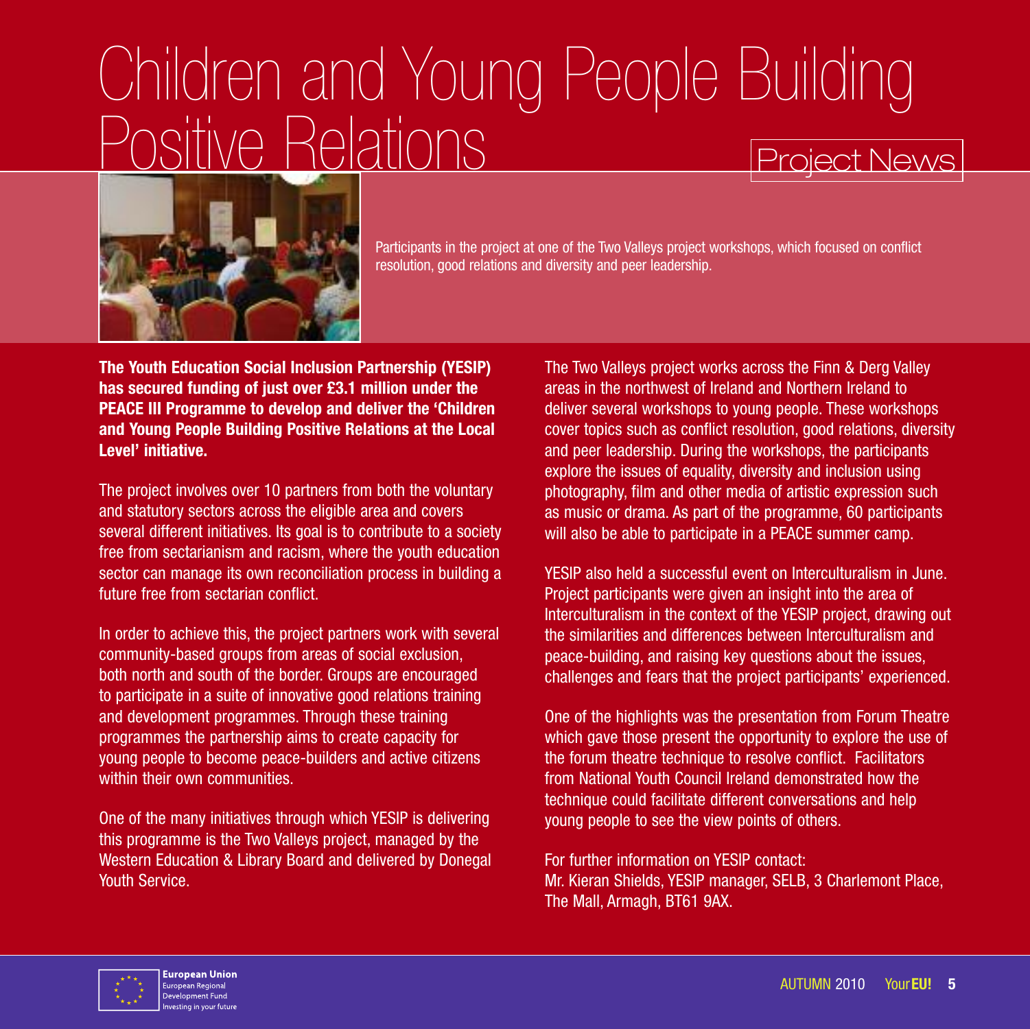# Children and Young People Building Positive Relations

Project News

Participants in the project at one of the Two Valleys project workshops, which focused on conflict resolution, good relations and diversity and peer leadership.

**The Youth Education Social Inclusion Partnership (YESIP) has secured funding of just over £3.1 million under the PEACE III Programme to develop and deliver the 'Children and Young People Building Positive Relations at the Local Level' initiative.**

The project involves over 10 partners from both the voluntary and statutory sectors across the eligible area and covers several different initiatives. Its goal is to contribute to a society free from sectarianism and racism, where the youth education sector can manage its own reconciliation process in building a future free from sectarian conflict.

In order to achieve this, the project partners work with several community-based groups from areas of social exclusion, both north and south of the border. Groups are encouraged to participate in a suite of innovative good relations training and development programmes. Through these training programmes the partnership aims to create capacity for young people to become peace-builders and active citizens within their own communities.

One of the many initiatives through which YESIP is delivering this programme is the Two Valleys project, managed by the Western Education & Library Board and delivered by Donegal Youth Service.

The Two Valleys project works across the Finn & Derg Valley areas in the northwest of Ireland and Northern Ireland to deliver several workshops to young people. These workshops cover topics such as conflict resolution, good relations, diversity and peer leadership. During the workshops, the participants explore the issues of equality, diversity and inclusion using photography, film and other media of artistic expression such as music or drama. As part of the programme, 60 participants will also be able to participate in a PEACE summer camp.

YESIP also held a successful event on Interculturalism in June. Project participants were given an insight into the area of Interculturalism in the context of the YESIP project, drawing out the similarities and differences between Interculturalism and peace-building, and raising key questions about the issues, challenges and fears that the project participants' experienced.

One of the highlights was the presentation from Forum Theatre which gave those present the opportunity to explore the use of the forum theatre technique to resolve conflict. Facilitators from National Youth Council Ireland demonstrated how the technique could facilitate different conversations and help young people to see the view points of others.

For further information on YESIP contact:
Mr. Kieran Shields, YESIP manager, SELB, 3 Charlemont Place, The Mall, Armagh, BT61 9AX.

European Union
European Regional Development Fund
Investing in your future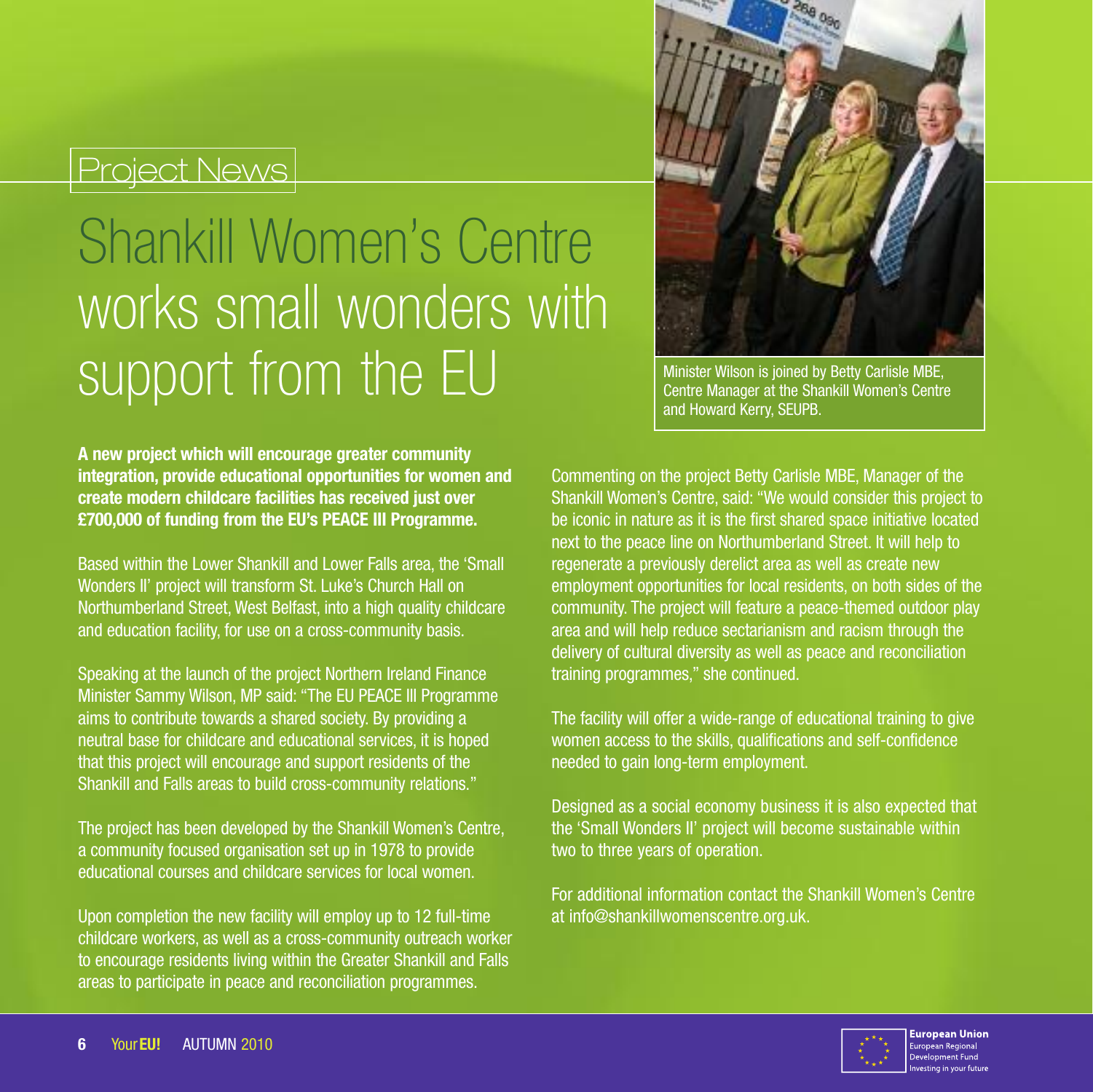Project News

# Shankill Women's Centre works small wonders with support from the EU

Minister Wilson is joined by Betty Carlisle MBE, Centre Manager at the Shankill Women's Centre and Howard Kerry, SEUPB.

**A new project which will encourage greater community integration, provide educational opportunities for women and create modern childcare facilities has received just over £700,000 of funding from the EU's PEACE III Programme.**

Based within the Lower Shankill and Lower Falls area, the 'Small Wonders II' project will transform St. Luke's Church Hall on Northumberland Street, West Belfast, into a high quality childcare and education facility, for use on a cross-community basis.

Speaking at the launch of the project Northern Ireland Finance Minister Sammy Wilson, MP said: "The EU PEACE III Programme aims to contribute towards a shared society. By providing a neutral base for childcare and educational services, it is hoped that this project will encourage and support residents of the Shankill and Falls areas to build cross-community relations."

The project has been developed by the Shankill Women's Centre, a community focused organisation set up in 1978 to provide educational courses and childcare services for local women.

Upon completion the new facility will employ up to 12 full-time childcare workers, as well as a cross-community outreach worker to encourage residents living within the Greater Shankill and Falls areas to participate in peace and reconciliation programmes.

Commenting on the project Betty Carlisle MBE, Manager of the Shankill Women's Centre, said: "We would consider this project to be iconic in nature as it is the first shared space initiative located next to the peace line on Northumberland Street. It will help to regenerate a previously derelict area as well as create new employment opportunities for local residents, on both sides of the community. The project will feature a peace-themed outdoor play area and will help reduce sectarianism and racism through the delivery of cultural diversity as well as peace and reconciliation training programmes," she continued.

The facility will offer a wide-range of educational training to give women access to the skills, qualifications and self-confidence needed to gain long-term employment.

Designed as a social economy business it is also expected that the 'Small Wonders II' project will become sustainable within two to three years of operation.

For additional information contact the Shankill Women's Centre at info@shankillwomenscentre.org.uk.

European Union
European Regional Development Fund
Investing in your future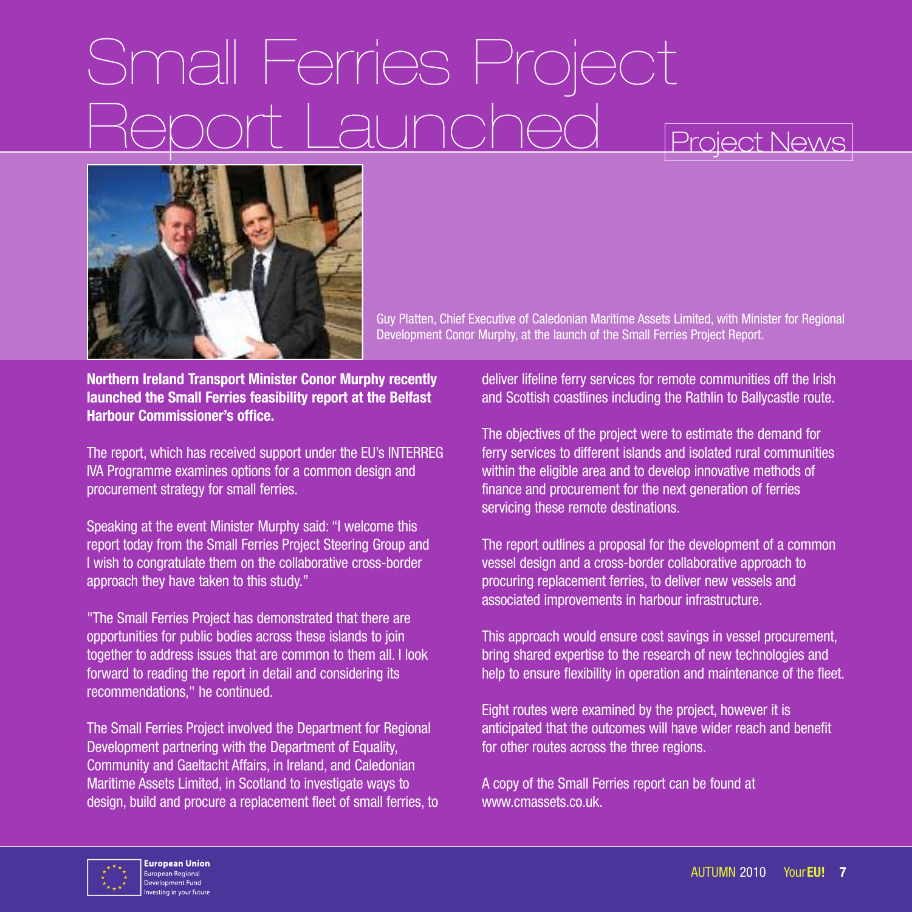# Small Ferries Project Report Launched

Project News

Guy Platten, Chief Executive of Caledonian Maritime Assets Limited, with Minister for Regional Development Conor Murphy, at the launch of the Small Ferries Project Report.

**Northern Ireland Transport Minister Conor Murphy recently launched the Small Ferries feasibility report at the Belfast Harbour Commissioner's office.**

The report, which has received support under the EU's INTERREG IVA Programme examines options for a common design and procurement strategy for small ferries.

Speaking at the event Minister Murphy said: "I welcome this report today from the Small Ferries Project Steering Group and I wish to congratulate them on the collaborative cross-border approach they have taken to this study."

"The Small Ferries Project has demonstrated that there are opportunities for public bodies across these islands to join together to address issues that are common to them all. I look forward to reading the report in detail and considering its recommendations," he continued.

The Small Ferries Project involved the Department for Regional Development partnering with the Department of Equality, Community and Gaeltacht Affairs, in Ireland, and Caledonian Maritime Assets Limited, in Scotland to investigate ways to design, build and procure a replacement fleet of small ferries, to deliver lifeline ferry services for remote communities off the Irish and Scottish coastlines including the Rathlin to Ballycastle route.

The objectives of the project were to estimate the demand for ferry services to different islands and isolated rural communities within the eligible area and to develop innovative methods of finance and procurement for the next generation of ferries servicing these remote destinations.

The report outlines a proposal for the development of a common vessel design and a cross-border collaborative approach to procuring replacement ferries, to deliver new vessels and associated improvements in harbour infrastructure.

This approach would ensure cost savings in vessel procurement, bring shared expertise to the research of new technologies and help to ensure flexibility in operation and maintenance of the fleet.

Eight routes were examined by the project, however it is anticipated that the outcomes will have wider reach and benefit for other routes across the three regions.

A copy of the Small Ferries report can be found at www.cmassets.co.uk.

**European Union**
European Regional Development Fund
Investing in your future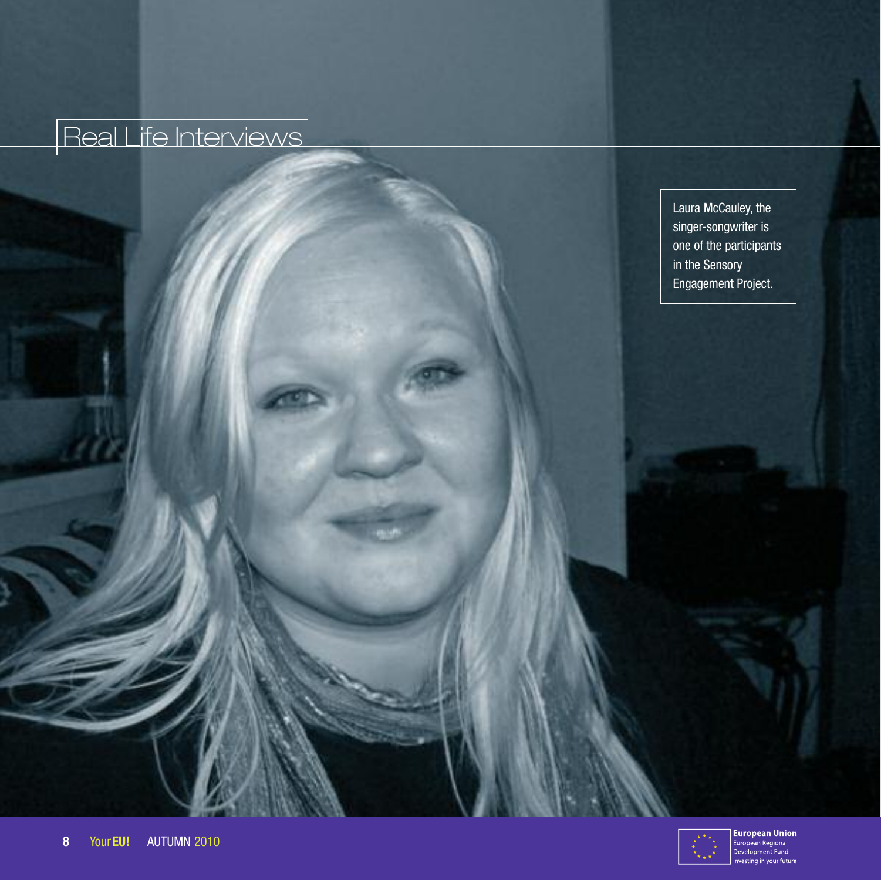## Real Life Interviews

Laura McCauley, the singer-songwriter is one of the participants in the Sensory Engagement Project.

European Union
European Regional Development Fund
Investing in your future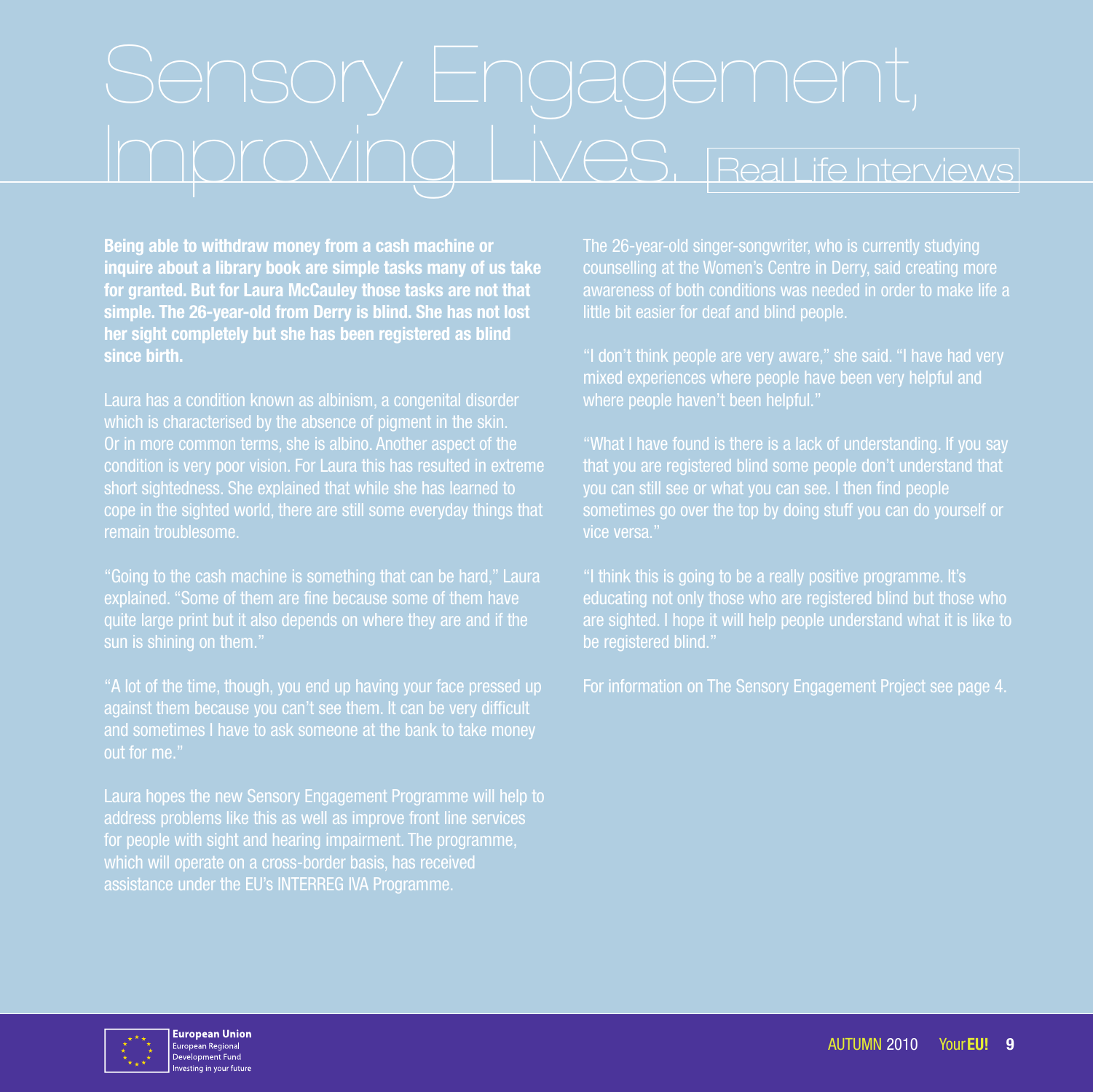# Sensory Engagement, Improving Lives.

## Real Life Interviews

**Being able to withdraw money from a cash machine or inquire about a library book are simple tasks many of us take for granted. But for Laura McCauley those tasks are not that simple. The 26-year-old from Derry is blind. She has not lost her sight completely but she has been registered as blind since birth.**

Laura has a condition known as albinism, a congenital disorder which is characterised by the absence of pigment in the skin. Or in more common terms, she is albino. Another aspect of the condition is very poor vision. For Laura this has resulted in extreme short sightedness. She explained that while she has learned to cope in the sighted world, there are still some everyday things that remain troublesome.

"Going to the cash machine is something that can be hard," Laura explained. "Some of them are fine because some of them have quite large print but it also depends on where they are and if the sun is shining on them."

"A lot of the time, though, you end up having your face pressed up against them because you can't see them. It can be very difficult and sometimes I have to ask someone at the bank to take money out for me."

Laura hopes the new Sensory Engagement Programme will help to address problems like this as well as improve front line services for people with sight and hearing impairment. The programme, which will operate on a cross-border basis, has received assistance under the EU's INTERREG IVA Programme.

The 26-year-old singer-songwriter, who is currently studying counselling at the Women's Centre in Derry, said creating more awareness of both conditions was needed in order to make life a little bit easier for deaf and blind people.

"I don't think people are very aware," she said. "I have had very mixed experiences where people have been very helpful and where people haven't been helpful."

"What I have found is there is a lack of understanding. If you say that you are registered blind some people don't understand that you can still see or what you can see. I then find people sometimes go over the top by doing stuff you can do yourself or vice versa."

"I think this is going to be a really positive programme. It's educating not only those who are registered blind but those who are sighted. I hope it will help people understand what it is like to be registered blind."

For information on The Sensory Engagement Project see page 4.

**European Union**
European Regional Development Fund
Investing in your future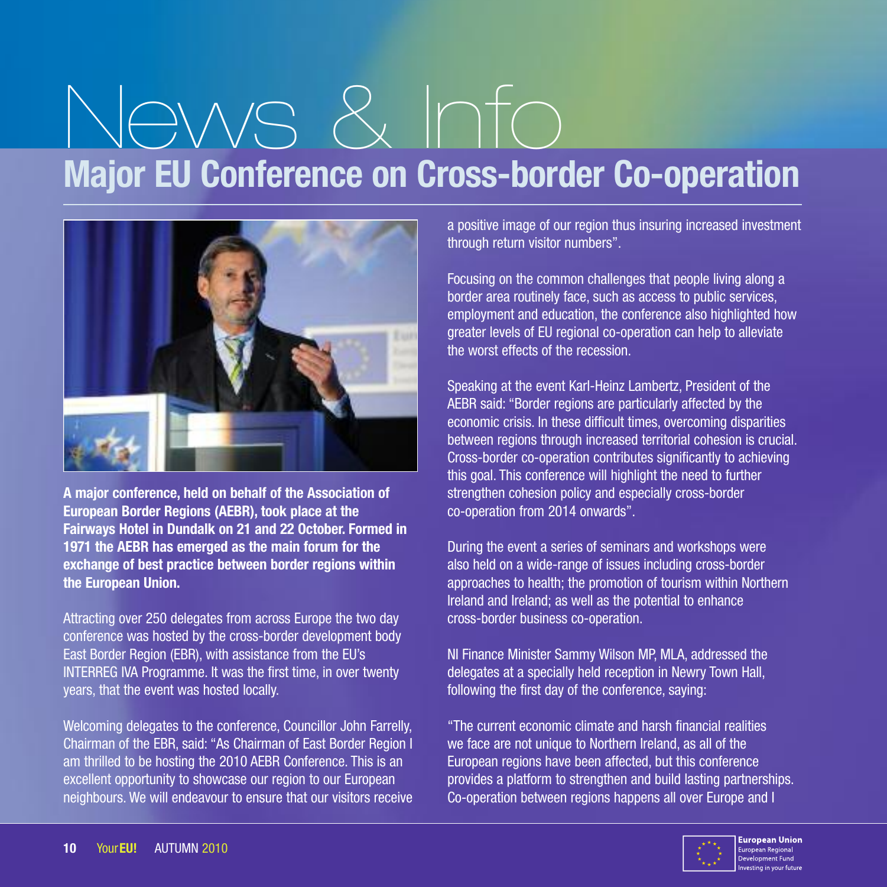# News & Info

## Major EU Conference on Cross-border Co-operation

**A major conference, held on behalf of the Association of European Border Regions (AEBR), took place at the Fairways Hotel in Dundalk on 21 and 22 October. Formed in 1971 the AEBR has emerged as the main forum for the exchange of best practice between border regions within the European Union.**

Attracting over 250 delegates from across Europe the two day conference was hosted by the cross-border development body East Border Region (EBR), with assistance from the EU's INTERREG IVA Programme. It was the first time, in over twenty years, that the event was hosted locally.

Welcoming delegates to the conference, Councillor John Farrelly, Chairman of the EBR, said: "As Chairman of East Border Region I am thrilled to be hosting the 2010 AEBR Conference. This is an excellent opportunity to showcase our region to our European neighbours. We will endeavour to ensure that our visitors receive a positive image of our region thus insuring increased investment through return visitor numbers".

Focusing on the common challenges that people living along a border area routinely face, such as access to public services, employment and education, the conference also highlighted how greater levels of EU regional co-operation can help to alleviate the worst effects of the recession.

Speaking at the event Karl-Heinz Lambertz, President of the AEBR said: "Border regions are particularly affected by the economic crisis. In these difficult times, overcoming disparities between regions through increased territorial cohesion is crucial. Cross-border co-operation contributes significantly to achieving this goal. This conference will highlight the need to further strengthen cohesion policy and especially cross-border co-operation from 2014 onwards".

During the event a series of seminars and workshops were also held on a wide-range of issues including cross-border approaches to health; the promotion of tourism within Northern Ireland and Ireland; as well as the potential to enhance cross-border business co-operation.

NI Finance Minister Sammy Wilson MP, MLA, addressed the delegates at a specially held reception in Newry Town Hall, following the first day of the conference, saying:

"The current economic climate and harsh financial realities we face are not unique to Northern Ireland, as all of the European regions have been affected, but this conference provides a platform to strengthen and build lasting partnerships. Co-operation between regions happens all over Europe and I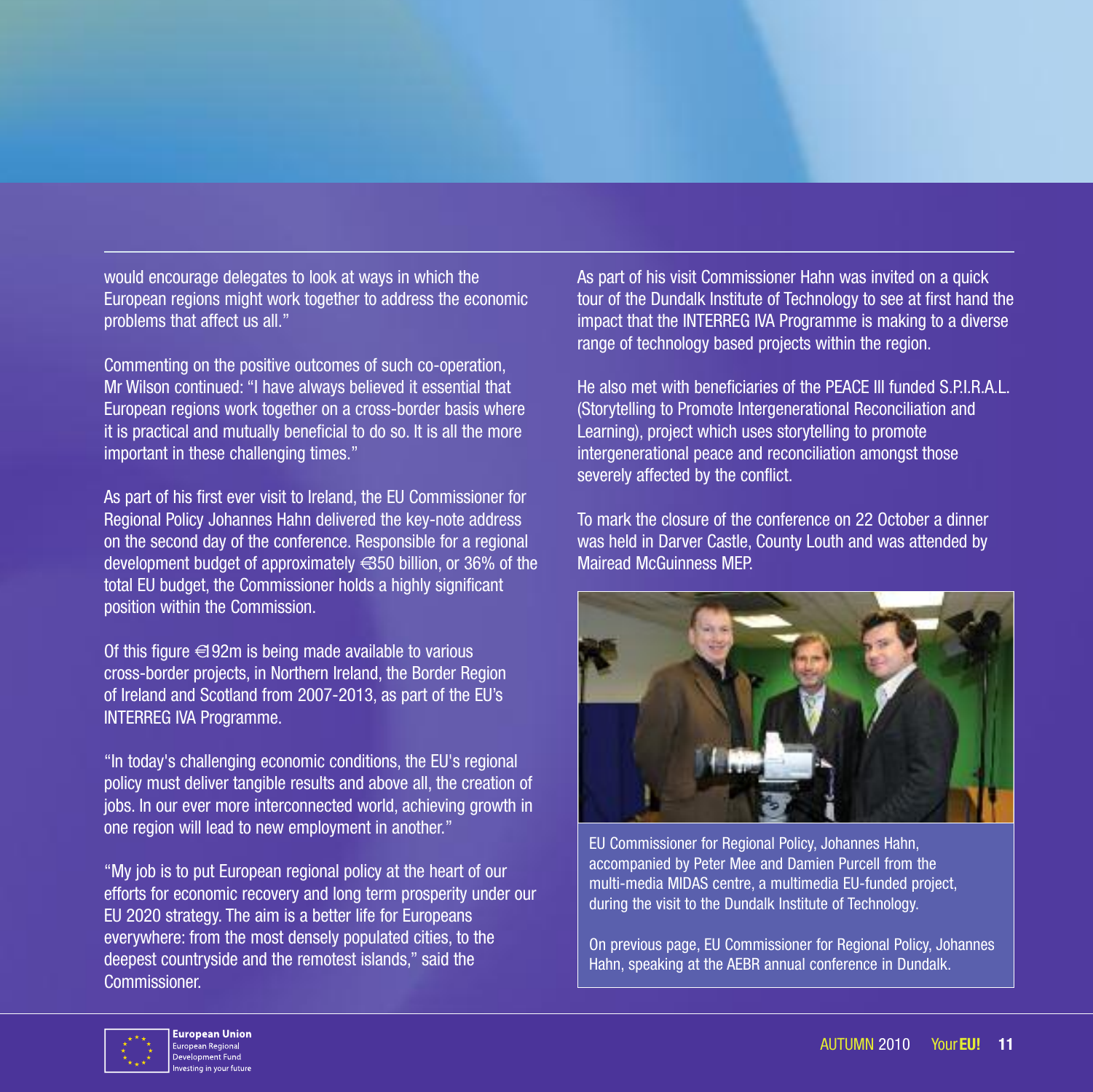would encourage delegates to look at ways in which the European regions might work together to address the economic problems that affect us all."

Commenting on the positive outcomes of such co-operation, Mr Wilson continued: "I have always believed it essential that European regions work together on a cross-border basis where it is practical and mutually beneficial to do so. It is all the more important in these challenging times."

As part of his first ever visit to Ireland, the EU Commissioner for Regional Policy Johannes Hahn delivered the key-note address on the second day of the conference. Responsible for a regional development budget of approximately €350 billion, or 36% of the total EU budget, the Commissioner holds a highly significant position within the Commission.

Of this figure €192m is being made available to various cross-border projects, in Northern Ireland, the Border Region of Ireland and Scotland from 2007-2013, as part of the EU's INTERREG IVA Programme.

"In today's challenging economic conditions, the EU's regional policy must deliver tangible results and above all, the creation of jobs. In our ever more interconnected world, achieving growth in one region will lead to new employment in another."

"My job is to put European regional policy at the heart of our efforts for economic recovery and long term prosperity under our EU 2020 strategy. The aim is a better life for Europeans everywhere: from the most densely populated cities, to the deepest countryside and the remotest islands," said the Commissioner.

As part of his visit Commissioner Hahn was invited on a quick tour of the Dundalk Institute of Technology to see at first hand the impact that the INTERREG IVA Programme is making to a diverse range of technology based projects within the region.

He also met with beneficiaries of the PEACE III funded S.P.I.R.A.L. (Storytelling to Promote Intergenerational Reconciliation and Learning), project which uses storytelling to promote intergenerational peace and reconciliation amongst those severely affected by the conflict.

To mark the closure of the conference on 22 October a dinner was held in Darver Castle, County Louth and was attended by Mairead McGuinness MEP.

EU Commissioner for Regional Policy, Johannes Hahn, accompanied by Peter Mee and Damien Purcell from the multi-media MIDAS centre, a multimedia EU-funded project, during the visit to the Dundalk Institute of Technology.

On previous page, EU Commissioner for Regional Policy, Johannes Hahn, speaking at the AEBR annual conference in Dundalk.

**European Union**
European Regional Development Fund
Investing in your future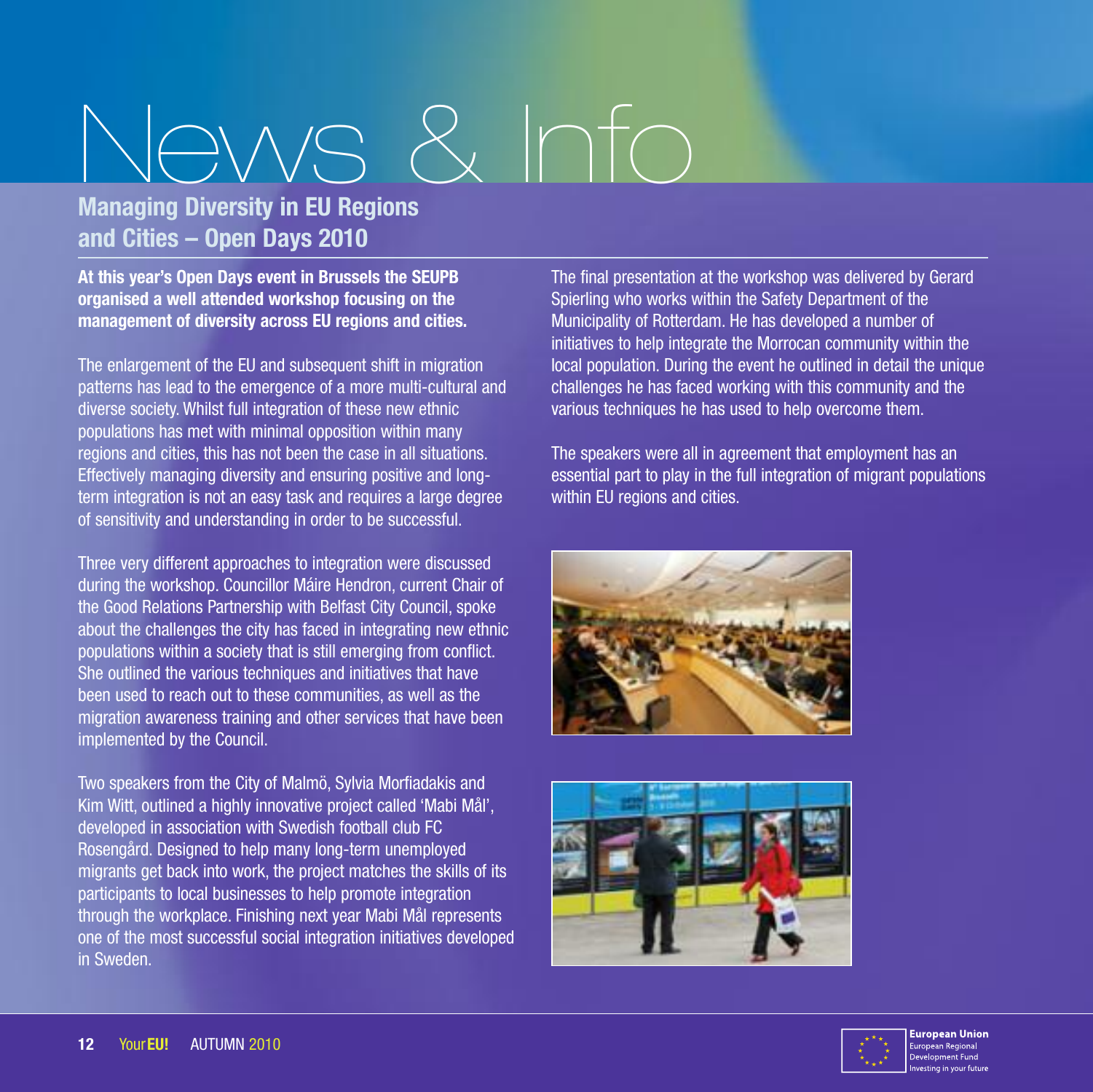# News & Info

## Managing Diversity in EU Regions and Cities – Open Days 2010

**At this year's Open Days event in Brussels the SEUPB organised a well attended workshop focusing on the management of diversity across EU regions and cities.**

The enlargement of the EU and subsequent shift in migration patterns has lead to the emergence of a more multi-cultural and diverse society. Whilst full integration of these new ethnic populations has met with minimal opposition within many regions and cities, this has not been the case in all situations. Effectively managing diversity and ensuring positive and long-term integration is not an easy task and requires a large degree of sensitivity and understanding in order to be successful.

Three very different approaches to integration were discussed during the workshop. Councillor Máire Hendron, current Chair of the Good Relations Partnership with Belfast City Council, spoke about the challenges the city has faced in integrating new ethnic populations within a society that is still emerging from conflict. She outlined the various techniques and initiatives that have been used to reach out to these communities, as well as the migration awareness training and other services that have been implemented by the Council.

Two speakers from the City of Malmö, Sylvia Morfiadakis and Kim Witt, outlined a highly innovative project called 'Mabi Mål', developed in association with Swedish football club FC Rosengård. Designed to help many long-term unemployed migrants get back into work, the project matches the skills of its participants to local businesses to help promote integration through the workplace. Finishing next year Mabi Mål represents one of the most successful social integration initiatives developed in Sweden.

The final presentation at the workshop was delivered by Gerard Spierling who works within the Safety Department of the Municipality of Rotterdam. He has developed a number of initiatives to help integrate the Morrocan community within the local population. During the event he outlined in detail the unique challenges he has faced working with this community and the various techniques he has used to help overcome them.

The speakers were all in agreement that employment has an essential part to play in the full integration of migrant populations within EU regions and cities.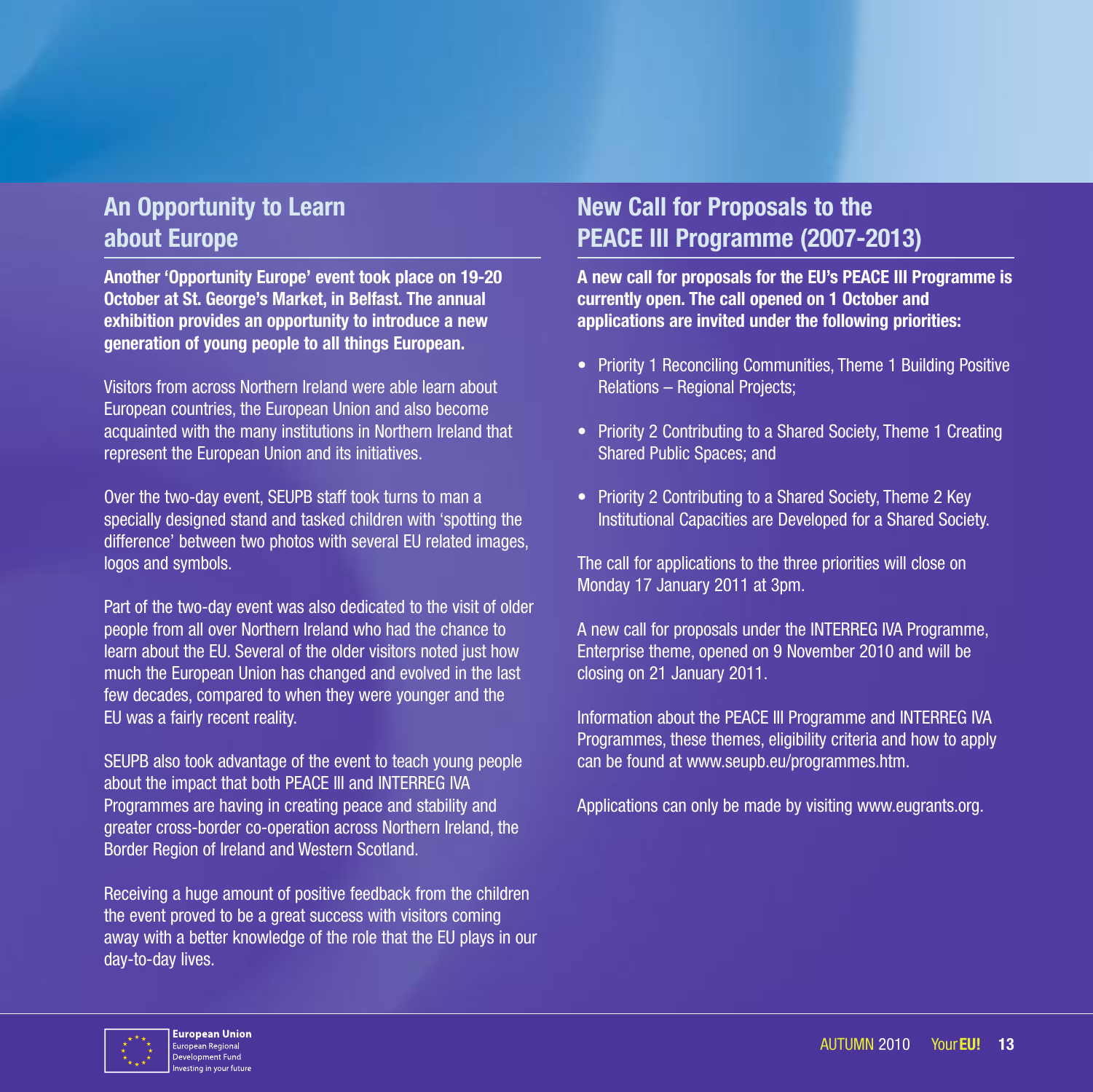## An Opportunity to Learn about Europe

**Another 'Opportunity Europe' event took place on 19-20 October at St. George's Market, in Belfast. The annual exhibition provides an opportunity to introduce a new generation of young people to all things European.**

Visitors from across Northern Ireland were able learn about European countries, the European Union and also become acquainted with the many institutions in Northern Ireland that represent the European Union and its initiatives.

Over the two-day event, SEUPB staff took turns to man a specially designed stand and tasked children with 'spotting the difference' between two photos with several EU related images, logos and symbols.

Part of the two-day event was also dedicated to the visit of older people from all over Northern Ireland who had the chance to learn about the EU. Several of the older visitors noted just how much the European Union has changed and evolved in the last few decades, compared to when they were younger and the EU was a fairly recent reality.

SEUPB also took advantage of the event to teach young people about the impact that both PEACE III and INTERREG IVA Programmes are having in creating peace and stability and greater cross-border co-operation across Northern Ireland, the Border Region of Ireland and Western Scotland.

Receiving a huge amount of positive feedback from the children the event proved to be a great success with visitors coming away with a better knowledge of the role that the EU plays in our day-to-day lives.

## New Call for Proposals to the PEACE III Programme (2007-2013)

**A new call for proposals for the EU's PEACE III Programme is currently open. The call opened on 1 October and applications are invited under the following priorities:**

- Priority 1 Reconciling Communities, Theme 1 Building Positive Relations – Regional Projects;
- Priority 2 Contributing to a Shared Society, Theme 1 Creating Shared Public Spaces; and
- Priority 2 Contributing to a Shared Society, Theme 2 Key Institutional Capacities are Developed for a Shared Society.

The call for applications to the three priorities will close on Monday 17 January 2011 at 3pm.

A new call for proposals under the INTERREG IVA Programme, Enterprise theme, opened on 9 November 2010 and will be closing on 21 January 2011.

Information about the PEACE III Programme and INTERREG IVA Programmes, these themes, eligibility criteria and how to apply can be found at www.seupb.eu/programmes.htm.

Applications can only be made by visiting www.eugrants.org.

European Union
European Regional Development Fund
Investing in your future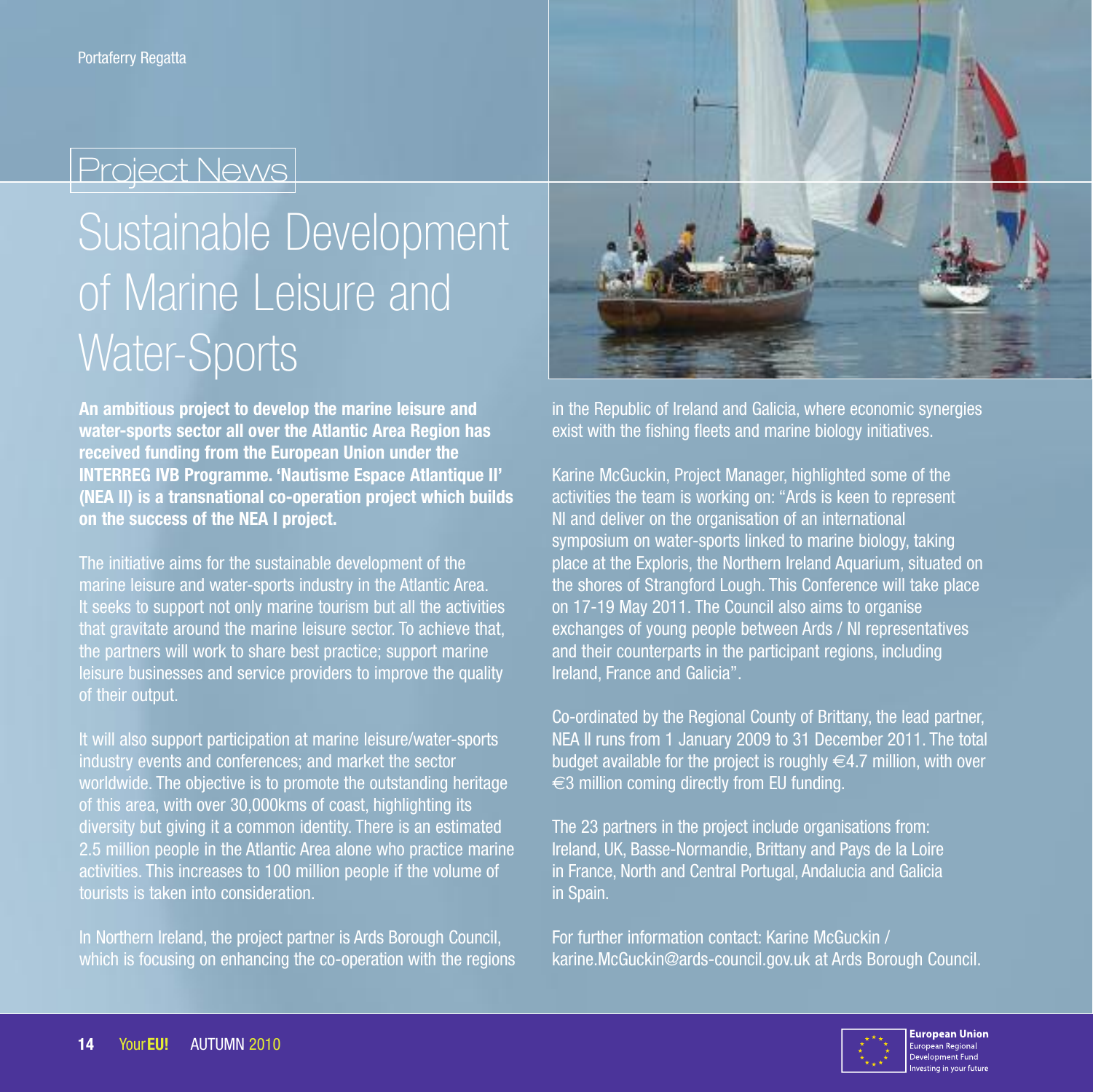Portaferry Regatta

Project News

# Sustainable Development of Marine Leisure and Water-Sports

**An ambitious project to develop the marine leisure and water-sports sector all over the Atlantic Area Region has received funding from the European Union under the INTERREG IVB Programme. 'Nautisme Espace Atlantique II' (NEA II) is a transnational co-operation project which builds on the success of the NEA I project.**

The initiative aims for the sustainable development of the marine leisure and water-sports industry in the Atlantic Area. It seeks to support not only marine tourism but all the activities that gravitate around the marine leisure sector. To achieve that, the partners will work to share best practice; support marine leisure businesses and service providers to improve the quality of their output.

It will also support participation at marine leisure/water-sports industry events and conferences; and market the sector worldwide. The objective is to promote the outstanding heritage of this area, with over 30,000kms of coast, highlighting its diversity but giving it a common identity. There is an estimated 2.5 million people in the Atlantic Area alone who practice marine activities. This increases to 100 million people if the volume of tourists is taken into consideration.

In Northern Ireland, the project partner is Ards Borough Council, which is focusing on enhancing the co-operation with the regions in the Republic of Ireland and Galicia, where economic synergies exist with the fishing fleets and marine biology initiatives.

Karine McGuckin, Project Manager, highlighted some of the activities the team is working on: "Ards is keen to represent NI and deliver on the organisation of an international symposium on water-sports linked to marine biology, taking place at the Exploris, the Northern Ireland Aquarium, situated on the shores of Strangford Lough. This Conference will take place on 17-19 May 2011. The Council also aims to organise exchanges of young people between Ards / NI representatives and their counterparts in the participant regions, including Ireland, France and Galicia".

Co-ordinated by the Regional County of Brittany, the lead partner, NEA II runs from 1 January 2009 to 31 December 2011. The total budget available for the project is roughly €4.7 million, with over €3 million coming directly from EU funding.

The 23 partners in the project include organisations from: Ireland, UK, Basse-Normandie, Brittany and Pays de la Loire in France, North and Central Portugal, Andalucia and Galicia in Spain.

For further information contact: Karine McGuckin / karine.McGuckin@ards-council.gov.uk at Ards Borough Council.

European Union
European Regional Development Fund
Investing in your future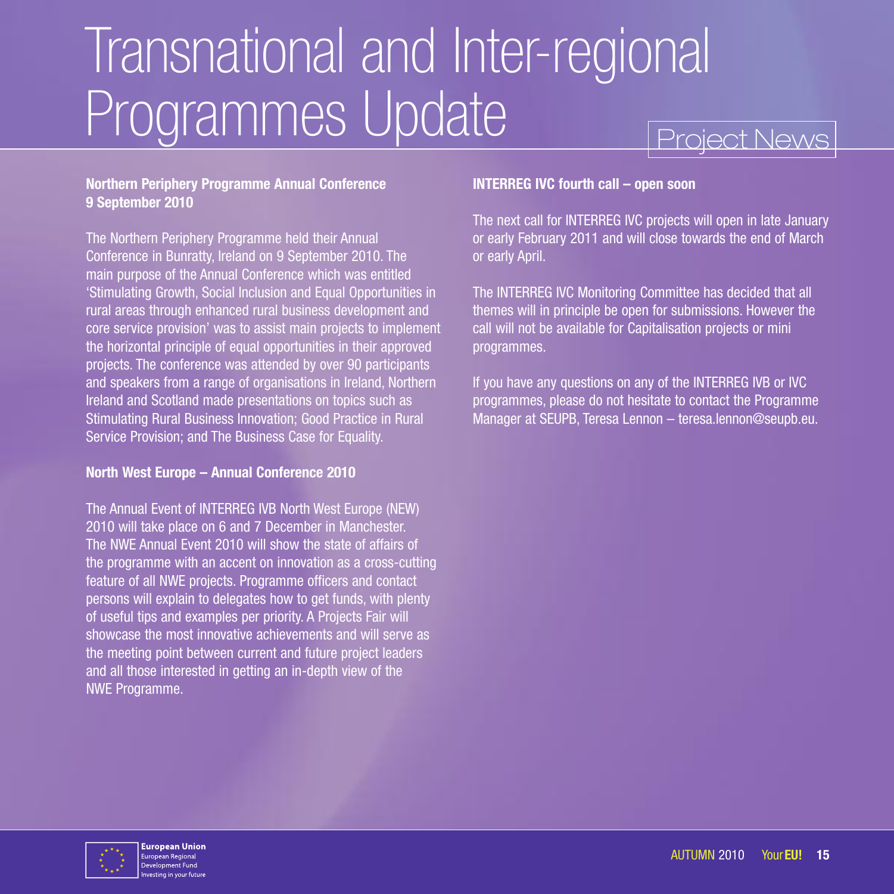# Transnational and Inter-regional Programmes Update

Project News

### Northern Periphery Programme Annual Conference 9 September 2010

The Northern Periphery Programme held their Annual Conference in Bunratty, Ireland on 9 September 2010. The main purpose of the Annual Conference which was entitled 'Stimulating Growth, Social Inclusion and Equal Opportunities in rural areas through enhanced rural business development and core service provision' was to assist main projects to implement the horizontal principle of equal opportunities in their approved projects. The conference was attended by over 90 participants and speakers from a range of organisations in Ireland, Northern Ireland and Scotland made presentations on topics such as Stimulating Rural Business Innovation; Good Practice in Rural Service Provision; and The Business Case for Equality.

### North West Europe – Annual Conference 2010

The Annual Event of INTERREG IVB North West Europe (NEW) 2010 will take place on 6 and 7 December in Manchester. The NWE Annual Event 2010 will show the state of affairs of the programme with an accent on innovation as a cross-cutting feature of all NWE projects. Programme officers and contact persons will explain to delegates how to get funds, with plenty of useful tips and examples per priority. A Projects Fair will showcase the most innovative achievements and will serve as the meeting point between current and future project leaders and all those interested in getting an in-depth view of the NWE Programme.

### INTERREG IVC fourth call – open soon

The next call for INTERREG IVC projects will open in late January or early February 2011 and will close towards the end of March or early April.

The INTERREG IVC Monitoring Committee has decided that all themes will in principle be open for submissions. However the call will not be available for Capitalisation projects or mini programmes.

If you have any questions on any of the INTERREG IVB or IVC programmes, please do not hesitate to contact the Programme Manager at SEUPB, Teresa Lennon – teresa.lennon@seupb.eu.

European Union
European Regional Development Fund
Investing in your future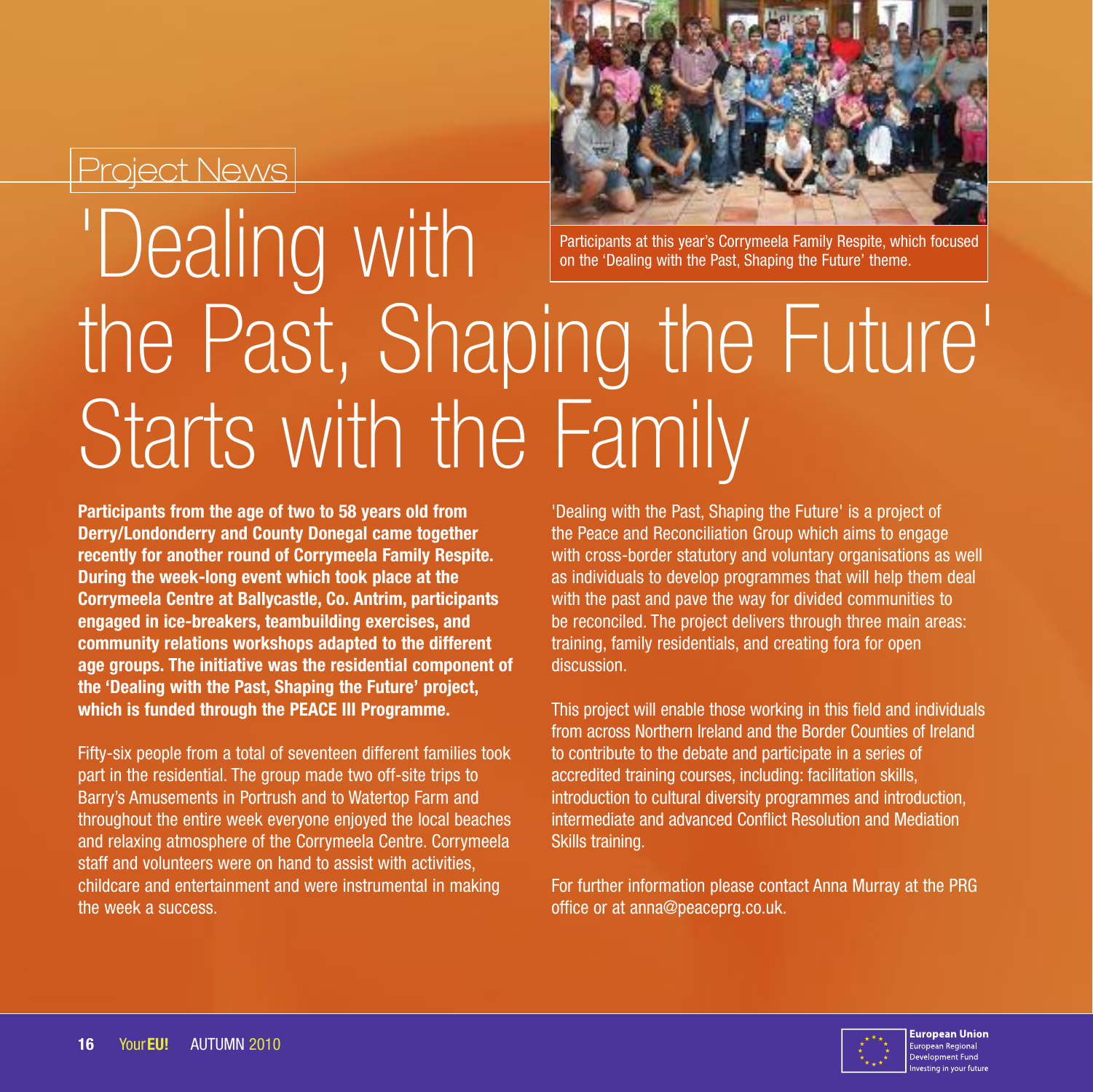Project News

# 'Dealing with the Past, Shaping the Future' Starts with the Family

Participants at this year's Corrymeela Family Respite, which focused on the 'Dealing with the Past, Shaping the Future' theme.

**Participants from the age of two to 58 years old from Derry/Londonderry and County Donegal came together recently for another round of Corrymeela Family Respite. During the week-long event which took place at the Corrymeela Centre at Ballycastle, Co. Antrim, participants engaged in ice-breakers, teambuilding exercises, and community relations workshops adapted to the different age groups. The initiative was the residential component of the 'Dealing with the Past, Shaping the Future' project, which is funded through the PEACE III Programme.**

Fifty-six people from a total of seventeen different families took part in the residential. The group made two off-site trips to Barry's Amusements in Portrush and to Watertop Farm and throughout the entire week everyone enjoyed the local beaches and relaxing atmosphere of the Corrymeela Centre. Corrymeela staff and volunteers were on hand to assist with activities, childcare and entertainment and were instrumental in making the week a success.

'Dealing with the Past, Shaping the Future' is a project of the Peace and Reconciliation Group which aims to engage with cross-border statutory and voluntary organisations as well as individuals to develop programmes that will help them deal with the past and pave the way for divided communities to be reconciled. The project delivers through three main areas: training, family residentials, and creating fora for open discussion.

This project will enable those working in this field and individuals from across Northern Ireland and the Border Counties of Ireland to contribute to the debate and participate in a series of accredited training courses, including: facilitation skills, introduction to cultural diversity programmes and introduction, intermediate and advanced Conflict Resolution and Mediation Skills training.

For further information please contact Anna Murray at the PRG office or at anna@peaceprg.co.uk.

European Union
European Regional Development Fund
Investing in your future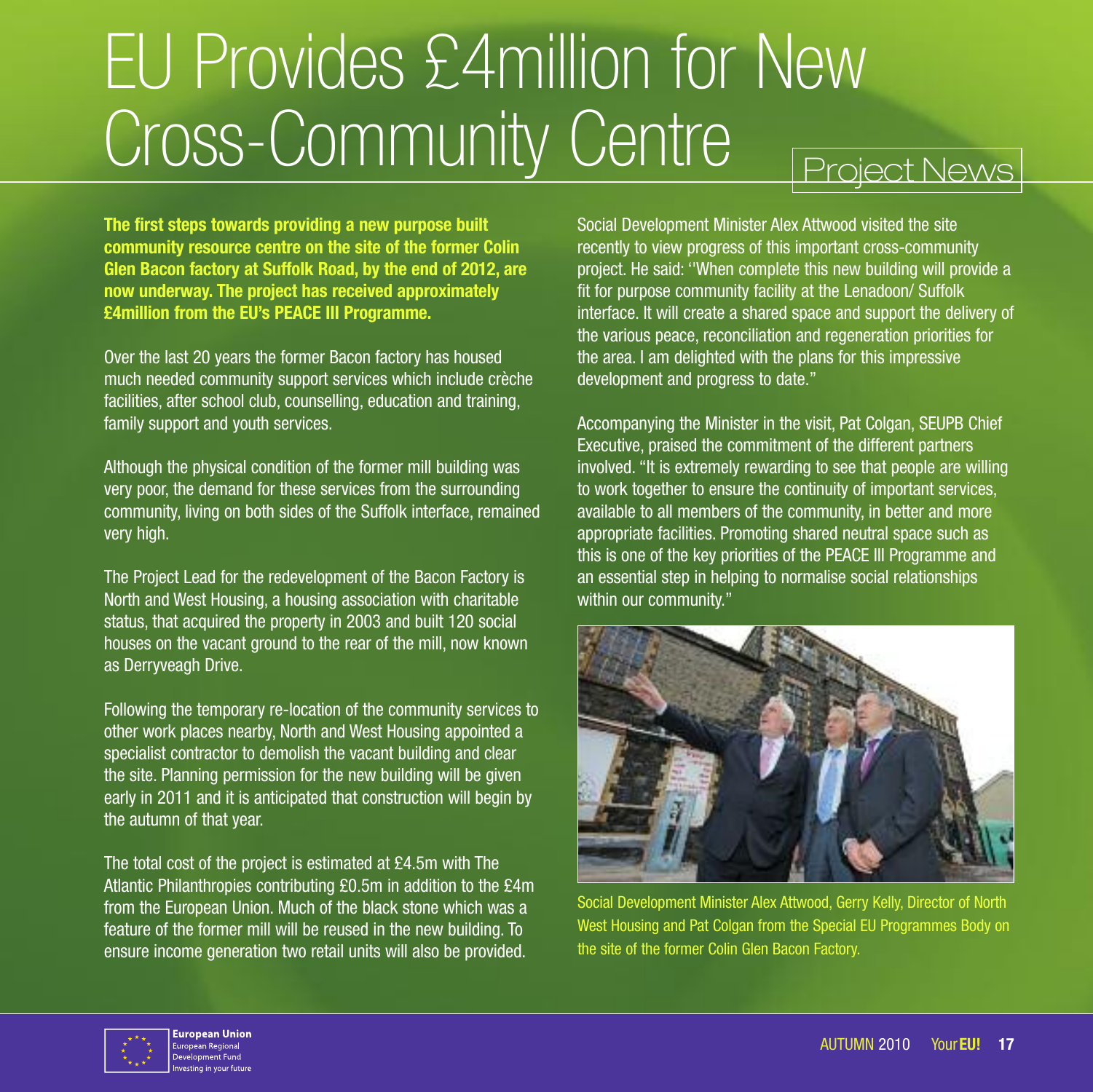# EU Provides £4million for New Cross-Community Centre

Project News

**The first steps towards providing a new purpose built community resource centre on the site of the former Colin Glen Bacon factory at Suffolk Road, by the end of 2012, are now underway. The project has received approximately £4million from the EU's PEACE III Programme.**

Over the last 20 years the former Bacon factory has housed much needed community support services which include crèche facilities, after school club, counselling, education and training, family support and youth services.

Although the physical condition of the former mill building was very poor, the demand for these services from the surrounding community, living on both sides of the Suffolk interface, remained very high.

The Project Lead for the redevelopment of the Bacon Factory is North and West Housing, a housing association with charitable status, that acquired the property in 2003 and built 120 social houses on the vacant ground to the rear of the mill, now known as Derryveagh Drive.

Following the temporary re-location of the community services to other work places nearby, North and West Housing appointed a specialist contractor to demolish the vacant building and clear the site. Planning permission for the new building will be given early in 2011 and it is anticipated that construction will begin by the autumn of that year.

The total cost of the project is estimated at £4.5m with The Atlantic Philanthropies contributing £0.5m in addition to the £4m from the European Union. Much of the black stone which was a feature of the former mill will be reused in the new building. To ensure income generation two retail units will also be provided.

Social Development Minister Alex Attwood visited the site recently to view progress of this important cross-community project. He said: ''When complete this new building will provide a fit for purpose community facility at the Lenadoon/ Suffolk interface. It will create a shared space and support the delivery of the various peace, reconciliation and regeneration priorities for the area. I am delighted with the plans for this impressive development and progress to date."

Accompanying the Minister in the visit, Pat Colgan, SEUPB Chief Executive, praised the commitment of the different partners involved. "It is extremely rewarding to see that people are willing to work together to ensure the continuity of important services, available to all members of the community, in better and more appropriate facilities. Promoting shared neutral space such as this is one of the key priorities of the PEACE III Programme and an essential step in helping to normalise social relationships within our community."

Social Development Minister Alex Attwood, Gerry Kelly, Director of North West Housing and Pat Colgan from the Special EU Programmes Body on the site of the former Colin Glen Bacon Factory.

**European Union**
European Regional Development Fund
Investing in your future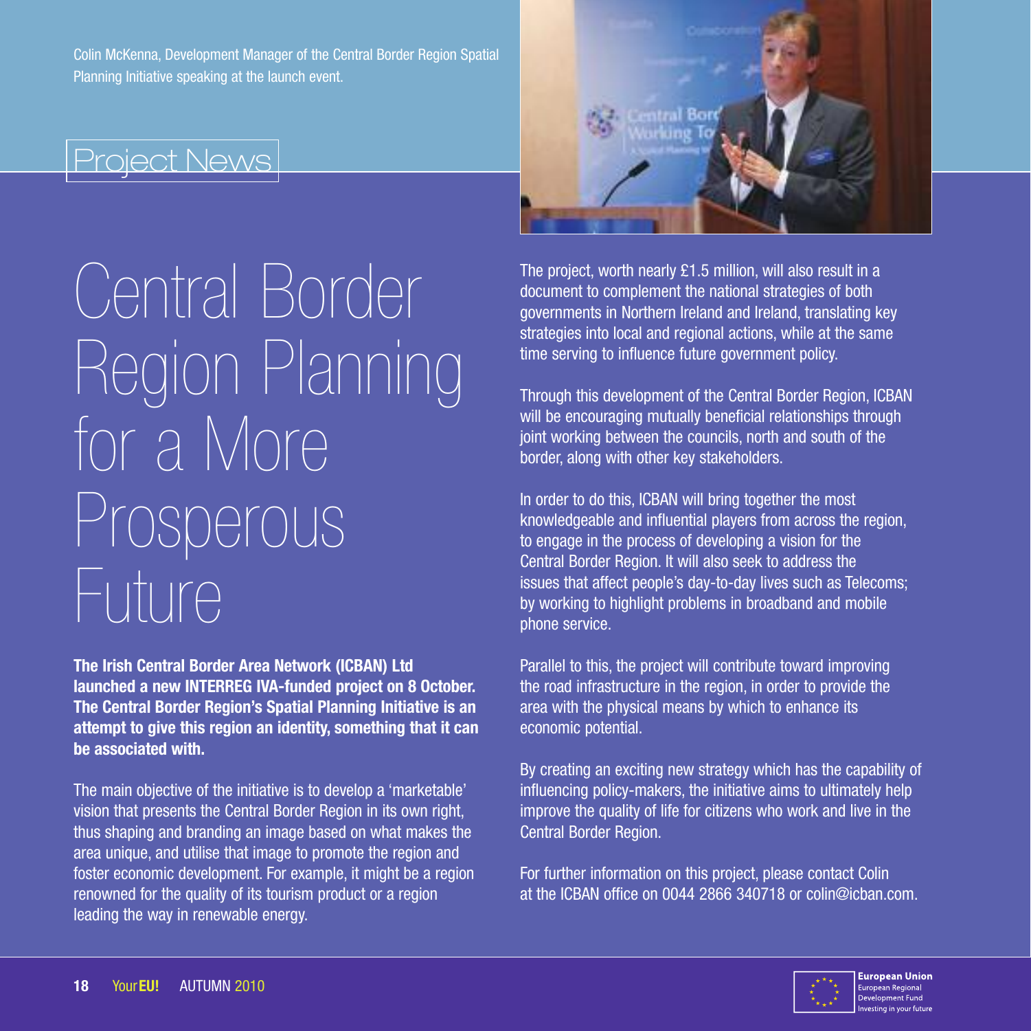Colin McKenna, Development Manager of the Central Border Region Spatial Planning Initiative speaking at the launch event.

Project News

# Central Border Region Planning for a More Prosperous Future

**The Irish Central Border Area Network (ICBAN) Ltd launched a new INTERREG IVA-funded project on 8 October. The Central Border Region's Spatial Planning Initiative is an attempt to give this region an identity, something that it can be associated with.**

The main objective of the initiative is to develop a 'marketable' vision that presents the Central Border Region in its own right, thus shaping and branding an image based on what makes the area unique, and utilise that image to promote the region and foster economic development. For example, it might be a region renowned for the quality of its tourism product or a region leading the way in renewable energy.

The project, worth nearly £1.5 million, will also result in a document to complement the national strategies of both governments in Northern Ireland and Ireland, translating key strategies into local and regional actions, while at the same time serving to influence future government policy.

Through this development of the Central Border Region, ICBAN will be encouraging mutually beneficial relationships through joint working between the councils, north and south of the border, along with other key stakeholders.

In order to do this, ICBAN will bring together the most knowledgeable and influential players from across the region, to engage in the process of developing a vision for the Central Border Region. It will also seek to address the issues that affect people's day-to-day lives such as Telecoms; by working to highlight problems in broadband and mobile phone service.

Parallel to this, the project will contribute toward improving the road infrastructure in the region, in order to provide the area with the physical means by which to enhance its economic potential.

By creating an exciting new strategy which has the capability of influencing policy-makers, the initiative aims to ultimately help improve the quality of life for citizens who work and live in the Central Border Region.

For further information on this project, please contact Colin at the ICBAN office on 0044 2866 340718 or colin@icban.com.

European Union
European Regional Development Fund
Investing in your future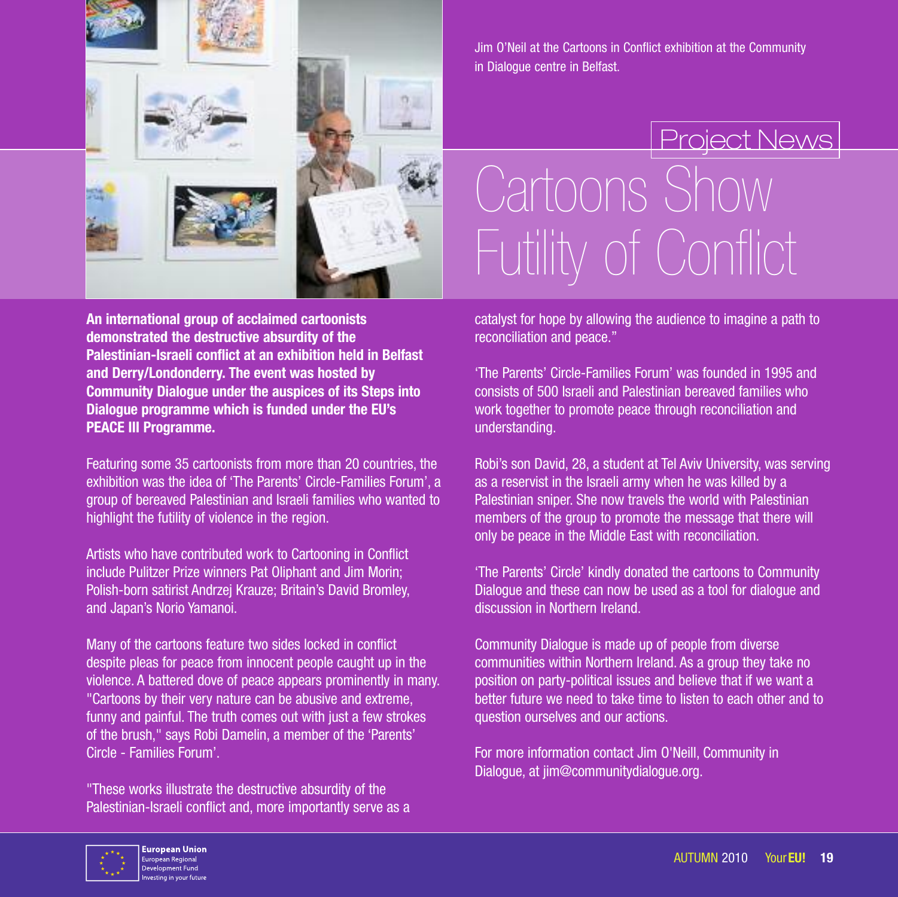Jim O'Neil at the Cartoons in Conflict exhibition at the Community in Dialogue centre in Belfast.

Project News

# Cartoons Show Futility of Conflict

**An international group of acclaimed cartoonists demonstrated the destructive absurdity of the Palestinian-Israeli conflict at an exhibition held in Belfast and Derry/Londonderry. The event was hosted by Community Dialogue under the auspices of its Steps into Dialogue programme which is funded under the EU's PEACE III Programme.**

Featuring some 35 cartoonists from more than 20 countries, the exhibition was the idea of 'The Parents' Circle-Families Forum', a group of bereaved Palestinian and Israeli families who wanted to highlight the futility of violence in the region.

Artists who have contributed work to Cartooning in Conflict include Pulitzer Prize winners Pat Oliphant and Jim Morin; Polish-born satirist Andrzej Krauze; Britain's David Bromley, and Japan's Norio Yamanoi.

Many of the cartoons feature two sides locked in conflict despite pleas for peace from innocent people caught up in the violence. A battered dove of peace appears prominently in many. "Cartoons by their very nature can be abusive and extreme, funny and painful. The truth comes out with just a few strokes of the brush," says Robi Damelin, a member of the 'Parents' Circle - Families Forum'.

"These works illustrate the destructive absurdity of the Palestinian-Israeli conflict and, more importantly serve as a catalyst for hope by allowing the audience to imagine a path to reconciliation and peace."

'The Parents' Circle-Families Forum' was founded in 1995 and consists of 500 Israeli and Palestinian bereaved families who work together to promote peace through reconciliation and understanding.

Robi's son David, 28, a student at Tel Aviv University, was serving as a reservist in the Israeli army when he was killed by a Palestinian sniper. She now travels the world with Palestinian members of the group to promote the message that there will only be peace in the Middle East with reconciliation.

'The Parents' Circle' kindly donated the cartoons to Community Dialogue and these can now be used as a tool for dialogue and discussion in Northern Ireland.

Community Dialogue is made up of people from diverse communities within Northern Ireland. As a group they take no position on party-political issues and believe that if we want a better future we need to take time to listen to each other and to question ourselves and our actions.

For more information contact Jim O'Neill, Community in Dialogue, at jim@communitydialogue.org.

European Union
European Regional Development Fund
Investing in your future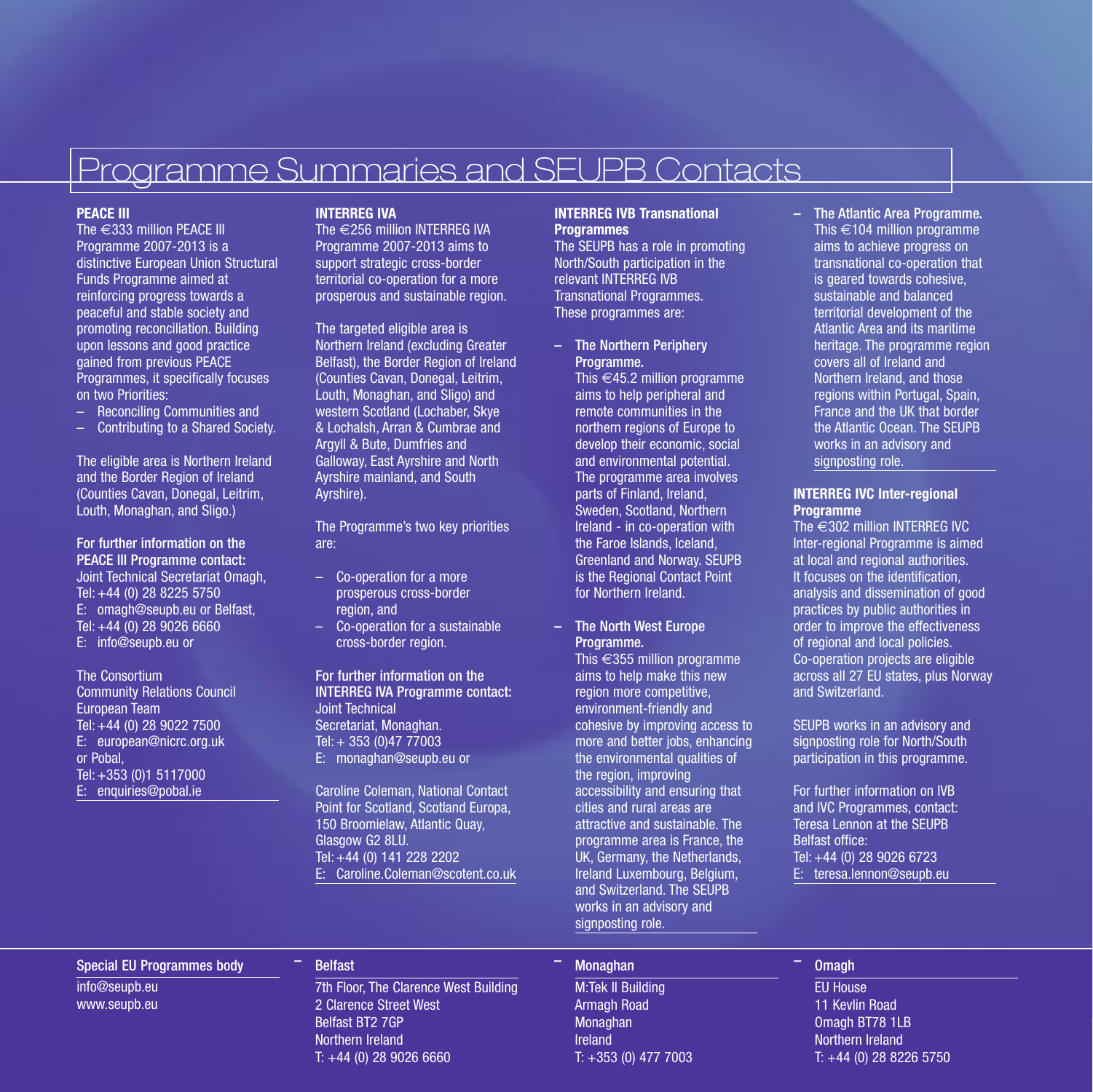# Programme Summaries and SEUPB Contacts

**PEACE III**

The €333 million PEACE III Programme 2007-2013 is a distinctive European Union Structural Funds Programme aimed at reinforcing progress towards a peaceful and stable society and promoting reconciliation. Building upon lessons and good practice gained from previous PEACE Programmes, it specifically focuses on two Priorities:

- Reconciling Communities and
- Contributing to a Shared Society.

The eligible area is Northern Ireland and the Border Region of Ireland (Counties Cavan, Donegal, Leitrim, Louth, Monaghan, and Sligo.)

**For further information on the PEACE III Programme contact:**

Joint Technical Secretariat Omagh,
Tel: +44 (0) 28 8225 5750
E: omagh@seupb.eu or Belfast,
Tel: +44 (0) 28 9026 6660
E: info@seupb.eu or

The Consortium
Community Relations Council
European Team
Tel: +44 (0) 28 9022 7500
E: european@nicrc.org.uk
or Pobal,
Tel: +353 (0)1 5117000
E: enquiries@pobal.ie

**INTERREG IVA**

The €256 million INTERREG IVA Programme 2007-2013 aims to support strategic cross-border territorial co-operation for a more prosperous and sustainable region.

The targeted eligible area is Northern Ireland (excluding Greater Belfast), the Border Region of Ireland (Counties Cavan, Donegal, Leitrim, Louth, Monaghan, and Sligo) and western Scotland (Lochaber, Skye & Lochalsh, Arran & Cumbrae and Argyll & Bute, Dumfries and Galloway, East Ayrshire and North Ayrshire mainland, and South Ayrshire).

The Programme's two key priorities are:

- Co-operation for a more prosperous cross-border region, and
- Co-operation for a sustainable cross-border region.

**For further information on the INTERREG IVA Programme contact:**

Joint Technical Secretariat, Monaghan.
Tel: + 353 (0)47 77003
E: monaghan@seupb.eu or

Caroline Coleman, National Contact Point for Scotland, Scotland Europa, 150 Broomielaw, Atlantic Quay, Glasgow G2 8LU.
Tel: +44 (0) 141 228 2202
E: Caroline.Coleman@scotent.co.uk

**INTERREG IVB Transnational Programmes**

The SEUPB has a role in promoting North/South participation in the relevant INTERREG IVB Transnational Programmes. These programmes are:

- **The Northern Periphery Programme.** This €45.2 million programme aims to help peripheral and remote communities in the northern regions of Europe to develop their economic, social and environmental potential. The programme area involves parts of Finland, Ireland, Sweden, Scotland, Northern Ireland - in co-operation with the Faroe Islands, Iceland, Greenland and Norway. SEUPB is the Regional Contact Point for Northern Ireland.
- **The North West Europe Programme.** This €355 million programme aims to help make this new region more competitive, environment-friendly and cohesive by improving access to more and better jobs, enhancing the environmental qualities of the region, improving accessibility and ensuring that cities and rural areas are attractive and sustainable. The programme area is France, the UK, Germany, the Netherlands, Ireland Luxembourg, Belgium, and Switzerland. The SEUPB works in an advisory and signposting role.
- **The Atlantic Area Programme.** This €104 million programme aims to achieve progress on transnational co-operation that is geared towards cohesive, sustainable and balanced territorial development of the Atlantic Area and its maritime heritage. The programme region covers all of Ireland and Northern Ireland, and those regions within Portugal, Spain, France and the UK that border the Atlantic Ocean. The SEUPB works in an advisory and signposting role.

**INTERREG IVC Inter-regional Programme**

The €302 million INTERREG IVC Inter-regional Programme is aimed at local and regional authorities. It focuses on the identification, analysis and dissemination of good practices by public authorities in order to improve the effectiveness of regional and local policies. Co-operation projects are eligible across all 27 EU states, plus Norway and Switzerland.

SEUPB works in an advisory and signposting role for North/South participation in this programme.

For further information on IVB and IVC Programmes, contact:
Teresa Lennon at the SEUPB Belfast office:
Tel: +44 (0) 28 9026 6723
E: teresa.lennon@seupb.eu

**Special EU Programmes body**

info@seupb.eu
www.seupb.eu

**Belfast**

7th Floor, The Clarence West Building
2 Clarence Street West
Belfast BT2 7GP
Northern Ireland
T: +44 (0) 28 9026 6660

**Monaghan**

M:Tek II Building
Armagh Road
Monaghan
Ireland
T: +353 (0) 477 7003

**Omagh**

EU House
11 Kevlin Road
Omagh BT78 1LB
Northern Ireland
T: +44 (0) 28 8226 5750